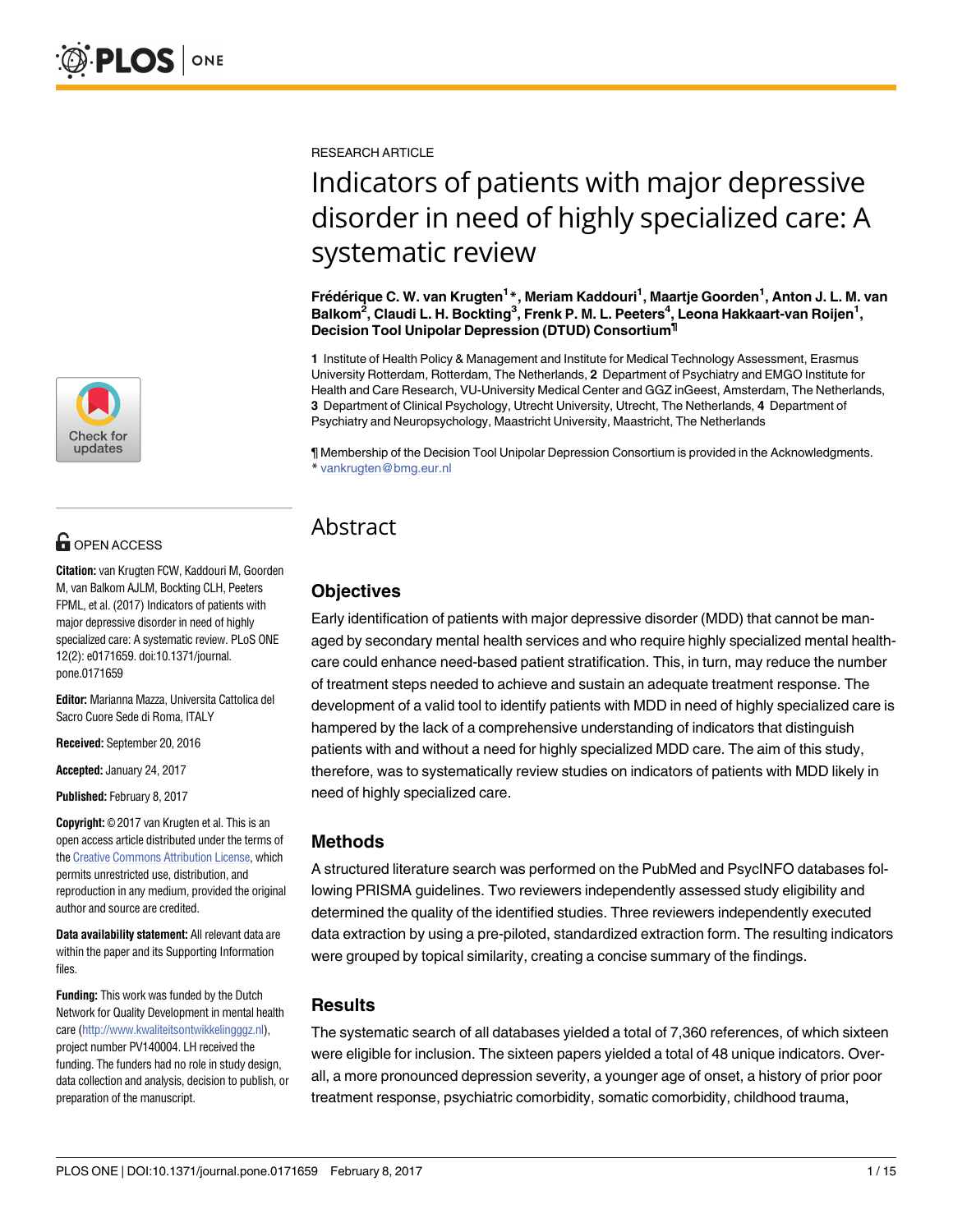RESEARCH ARTICLE

# Indicators of patients with major depressive disorder in need of highly specialized care: A systematic review

**Frédérique C. W. van Krugten[1]*, Meriam Kaddouri[1], Maartje Goorden[1], Anton J. L. M. van Balkom[2], Claudi L. H. Bockting[3], Frenk P. M. L. Peeters[4], Leona Hakkaart-van Roijen[1], Decision Tool Unipolar Depression (DTUD) Consortium[¶]**

**1** Institute of Health Policy & Management and Institute for Medical Technology Assessment, Erasmus University Rotterdam, Rotterdam, The Netherlands, **2** Department of Psychiatry and EMGO Institute for Health and Care Research, VU-University Medical Center and GGZ inGeest, Amsterdam, The Netherlands, **3** Department of Clinical Psychology, Utrecht University, Utrecht, The Netherlands, **4** Department of Psychiatry and Neuropsychology, Maastricht University, Maastricht, The Netherlands

¶ Membership of the Decision Tool Unipolar Depression Consortium is provided in the Acknowledgments.
* vankrugten@bmg.eur.nl

OPEN ACCESS

**Citation:** van Krugten FCW, Kaddouri M, Goorden M, van Balkom AJLM, Bockting CLH, Peeters FPML, et al. (2017) Indicators of patients with major depressive disorder in need of highly specialized care: A systematic review. PLoS ONE 12(2): e0171659. doi:10.1371/journal.pone.0171659

**Editor:** Marianna Mazza, Universita Cattolica del Sacro Cuore Sede di Roma, ITALY

**Received:** September 20, 2016

**Accepted:** January 24, 2017

**Published:** February 8, 2017

**Copyright:** © 2017 van Krugten et al. This is an open access article distributed under the terms of the Creative Commons Attribution License, which permits unrestricted use, distribution, and reproduction in any medium, provided the original author and source are credited.

**Data availability statement:** All relevant data are within the paper and its Supporting Information files.

**Funding:** This work was funded by the Dutch Network for Quality Development in mental health care (http://www.kwaliteitsontwikkelingggz.nl), project number PV140004. LH received the funding. The funders had no role in study design, data collection and analysis, decision to publish, or preparation of the manuscript.

## Abstract

### Objectives

Early identification of patients with major depressive disorder (MDD) that cannot be managed by secondary mental health services and who require highly specialized mental healthcare could enhance need-based patient stratification. This, in turn, may reduce the number of treatment steps needed to achieve and sustain an adequate treatment response. The development of a valid tool to identify patients with MDD in need of highly specialized care is hampered by the lack of a comprehensive understanding of indicators that distinguish patients with and without a need for highly specialized MDD care. The aim of this study, therefore, was to systematically review studies on indicators of patients with MDD likely in need of highly specialized care.

### Methods

A structured literature search was performed on the PubMed and PsycINFO databases following PRISMA guidelines. Two reviewers independently assessed study eligibility and determined the quality of the identified studies. Three reviewers independently executed data extraction by using a pre-piloted, standardized extraction form. The resulting indicators were grouped by topical similarity, creating a concise summary of the findings.

### Results

The systematic search of all databases yielded a total of 7,360 references, of which sixteen were eligible for inclusion. The sixteen papers yielded a total of 48 unique indicators. Overall, a more pronounced depression severity, a younger age of onset, a history of prior poor treatment response, psychiatric comorbidity, somatic comorbidity, childhood trauma,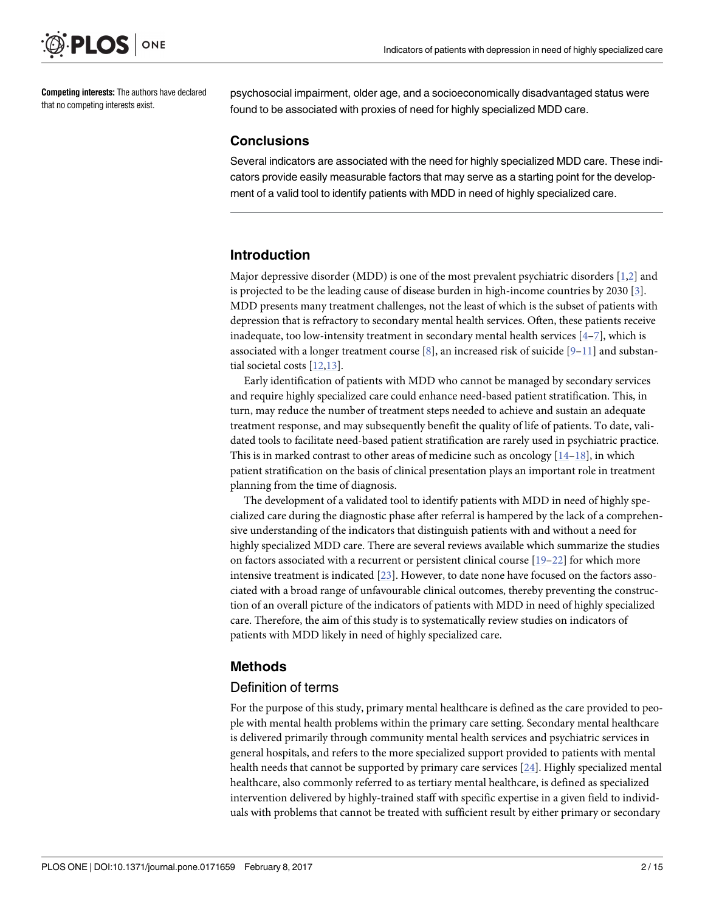**Competing interests:** The authors have declared that no competing interests exist.

psychosocial impairment, older age, and a socioeconomically disadvantaged status were found to be associated with proxies of need for highly specialized MDD care.

## Conclusions

Several indicators are associated with the need for highly specialized MDD care. These indicators provide easily measurable factors that may serve as a starting point for the development of a valid tool to identify patients with MDD in need of highly specialized care.

## Introduction

Major depressive disorder (MDD) is one of the most prevalent psychiatric disorders [1,2] and is projected to be the leading cause of disease burden in high-income countries by 2030 [3]. MDD presents many treatment challenges, not the least of which is the subset of patients with depression that is refractory to secondary mental health services. Often, these patients receive inadequate, too low-intensity treatment in secondary mental health services [4–7], which is associated with a longer treatment course [8], an increased risk of suicide [9–11] and substantial societal costs [12,13].

Early identification of patients with MDD who cannot be managed by secondary services and require highly specialized care could enhance need-based patient stratification. This, in turn, may reduce the number of treatment steps needed to achieve and sustain an adequate treatment response, and may subsequently benefit the quality of life of patients. To date, validated tools to facilitate need-based patient stratification are rarely used in psychiatric practice. This is in marked contrast to other areas of medicine such as oncology [14–18], in which patient stratification on the basis of clinical presentation plays an important role in treatment planning from the time of diagnosis.

The development of a validated tool to identify patients with MDD in need of highly specialized care during the diagnostic phase after referral is hampered by the lack of a comprehensive understanding of the indicators that distinguish patients with and without a need for highly specialized MDD care. There are several reviews available which summarize the studies on factors associated with a recurrent or persistent clinical course [19–22] for which more intensive treatment is indicated [23]. However, to date none have focused on the factors associated with a broad range of unfavourable clinical outcomes, thereby preventing the construction of an overall picture of the indicators of patients with MDD in need of highly specialized care. Therefore, the aim of this study is to systematically review studies on indicators of patients with MDD likely in need of highly specialized care.

## Methods

### Definition of terms

For the purpose of this study, primary mental healthcare is defined as the care provided to people with mental health problems within the primary care setting. Secondary mental healthcare is delivered primarily through community mental health services and psychiatric services in general hospitals, and refers to the more specialized support provided to patients with mental health needs that cannot be supported by primary care services [24]. Highly specialized mental healthcare, also commonly referred to as tertiary mental healthcare, is defined as specialized intervention delivered by highly-trained staff with specific expertise in a given field to individuals with problems that cannot be treated with sufficient result by either primary or secondary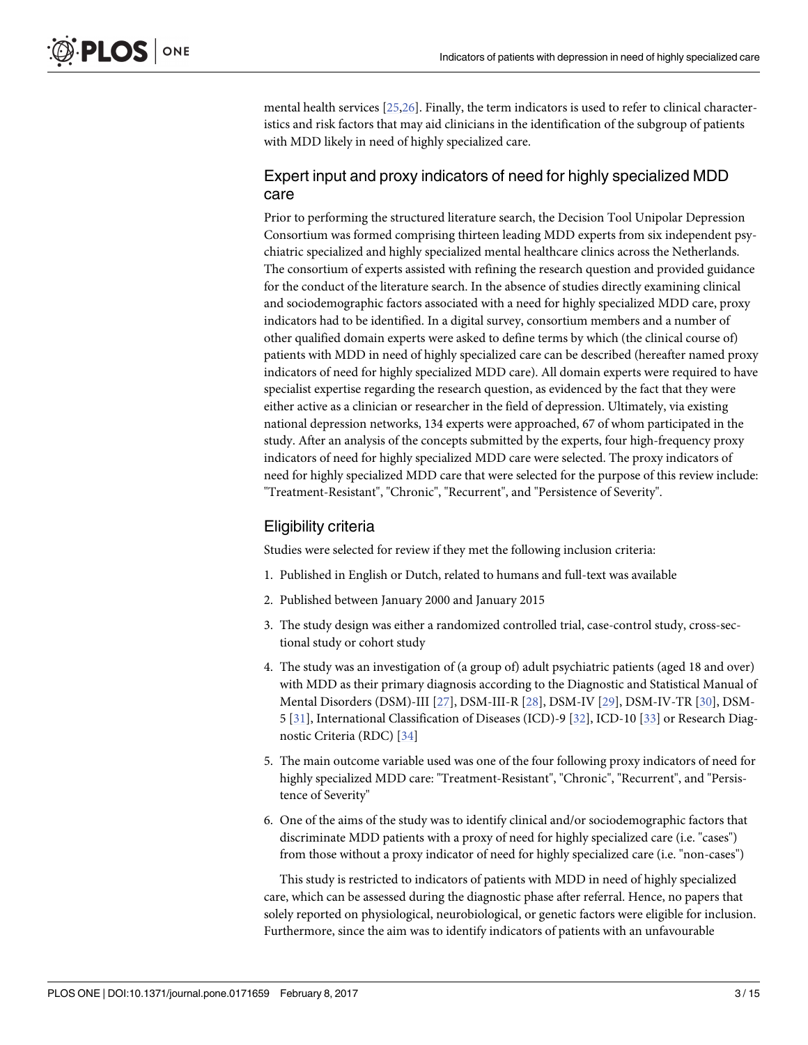mental health services [25,26]. Finally, the term indicators is used to refer to clinical characteristics and risk factors that may aid clinicians in the identification of the subgroup of patients with MDD likely in need of highly specialized care.

## Expert input and proxy indicators of need for highly specialized MDD care

Prior to performing the structured literature search, the Decision Tool Unipolar Depression Consortium was formed comprising thirteen leading MDD experts from six independent psychiatric specialized and highly specialized mental healthcare clinics across the Netherlands. The consortium of experts assisted with refining the research question and provided guidance for the conduct of the literature search. In the absence of studies directly examining clinical and sociodemographic factors associated with a need for highly specialized MDD care, proxy indicators had to be identified. In a digital survey, consortium members and a number of other qualified domain experts were asked to define terms by which (the clinical course of) patients with MDD in need of highly specialized care can be described (hereafter named proxy indicators of need for highly specialized MDD care). All domain experts were required to have specialist expertise regarding the research question, as evidenced by the fact that they were either active as a clinician or researcher in the field of depression. Ultimately, via existing national depression networks, 134 experts were approached, 67 of whom participated in the study. After an analysis of the concepts submitted by the experts, four high-frequency proxy indicators of need for highly specialized MDD care were selected. The proxy indicators of need for highly specialized MDD care that were selected for the purpose of this review include: "Treatment-Resistant", "Chronic", "Recurrent", and "Persistence of Severity".

## Eligibility criteria

Studies were selected for review if they met the following inclusion criteria:

1. Published in English or Dutch, related to humans and full-text was available
2. Published between January 2000 and January 2015
3. The study design was either a randomized controlled trial, case-control study, cross-sectional study or cohort study
4. The study was an investigation of (a group of) adult psychiatric patients (aged 18 and over) with MDD as their primary diagnosis according to the Diagnostic and Statistical Manual of Mental Disorders (DSM)-III [27], DSM-III-R [28], DSM-IV [29], DSM-IV-TR [30], DSM-5 [31], International Classification of Diseases (ICD)-9 [32], ICD-10 [33] or Research Diagnostic Criteria (RDC) [34]
5. The main outcome variable used was one of the four following proxy indicators of need for highly specialized MDD care: "Treatment-Resistant", "Chronic", "Recurrent", and "Persistence of Severity"
6. One of the aims of the study was to identify clinical and/or sociodemographic factors that discriminate MDD patients with a proxy of need for highly specialized care (i.e. "cases") from those without a proxy indicator of need for highly specialized care (i.e. "non-cases")

This study is restricted to indicators of patients with MDD in need of highly specialized care, which can be assessed during the diagnostic phase after referral. Hence, no papers that solely reported on physiological, neurobiological, or genetic factors were eligible for inclusion. Furthermore, since the aim was to identify indicators of patients with an unfavourable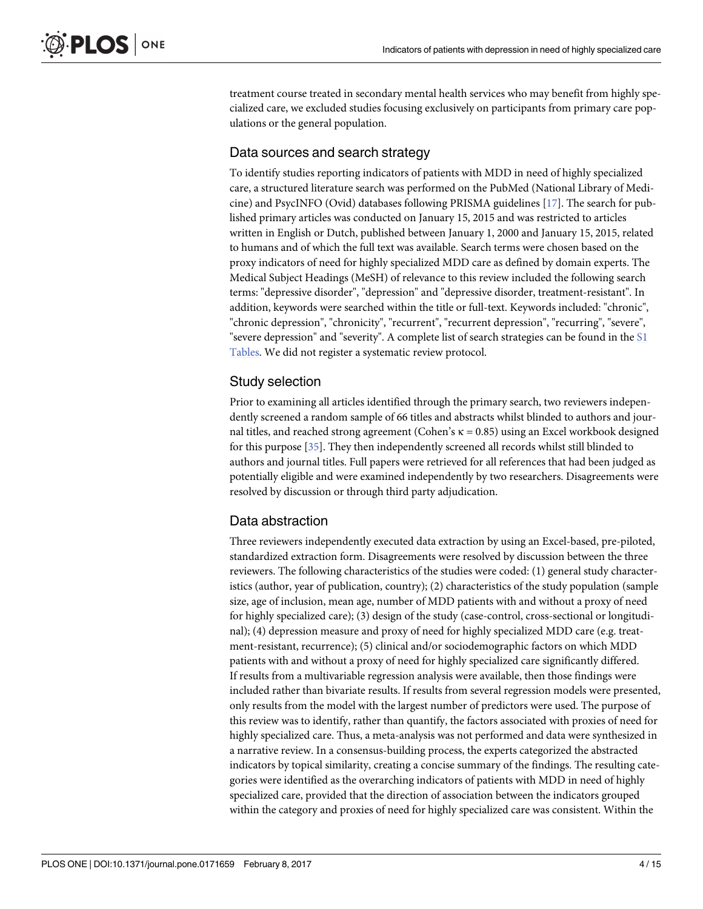treatment course treated in secondary mental health services who may benefit from highly specialized care, we excluded studies focusing exclusively on participants from primary care populations or the general population.

## Data sources and search strategy

To identify studies reporting indicators of patients with MDD in need of highly specialized care, a structured literature search was performed on the PubMed (National Library of Medicine) and PsycINFO (Ovid) databases following PRISMA guidelines [17]. The search for published primary articles was conducted on January 15, 2015 and was restricted to articles written in English or Dutch, published between January 1, 2000 and January 15, 2015, related to humans and of which the full text was available. Search terms were chosen based on the proxy indicators of need for highly specialized MDD care as defined by domain experts. The Medical Subject Headings (MeSH) of relevance to this review included the following search terms: "depressive disorder", "depression" and "depressive disorder, treatment-resistant". In addition, keywords were searched within the title or full-text. Keywords included: "chronic", "chronic depression", "chronicity", "recurrent", "recurrent depression", "recurring", "severe", "severe depression" and "severity". A complete list of search strategies can be found in the S1 Tables. We did not register a systematic review protocol.

## Study selection

Prior to examining all articles identified through the primary search, two reviewers independently screened a random sample of 66 titles and abstracts whilst blinded to authors and journal titles, and reached strong agreement (Cohen's $\kappa = 0.85$) using an Excel workbook designed for this purpose [35]. They then independently screened all records whilst still blinded to authors and journal titles. Full papers were retrieved for all references that had been judged as potentially eligible and were examined independently by two researchers. Disagreements were resolved by discussion or through third party adjudication.

## Data abstraction

Three reviewers independently executed data extraction by using an Excel-based, pre-piloted, standardized extraction form. Disagreements were resolved by discussion between the three reviewers. The following characteristics of the studies were coded: (1) general study characteristics (author, year of publication, country); (2) characteristics of the study population (sample size, age of inclusion, mean age, number of MDD patients with and without a proxy of need for highly specialized care); (3) design of the study (case-control, cross-sectional or longitudinal); (4) depression measure and proxy of need for highly specialized MDD care (e.g. treatment-resistant, recurrence); (5) clinical and/or sociodemographic factors on which MDD patients with and without a proxy of need for highly specialized care significantly differed. If results from a multivariable regression analysis were available, then those findings were included rather than bivariate results. If results from several regression models were presented, only results from the model with the largest number of predictors were used. The purpose of this review was to identify, rather than quantify, the factors associated with proxies of need for highly specialized care. Thus, a meta-analysis was not performed and data were synthesized in a narrative review. In a consensus-building process, the experts categorized the abstracted indicators by topical similarity, creating a concise summary of the findings. The resulting categories were identified as the overarching indicators of patients with MDD in need of highly specialized care, provided that the direction of association between the indicators grouped within the category and proxies of need for highly specialized care was consistent. Within the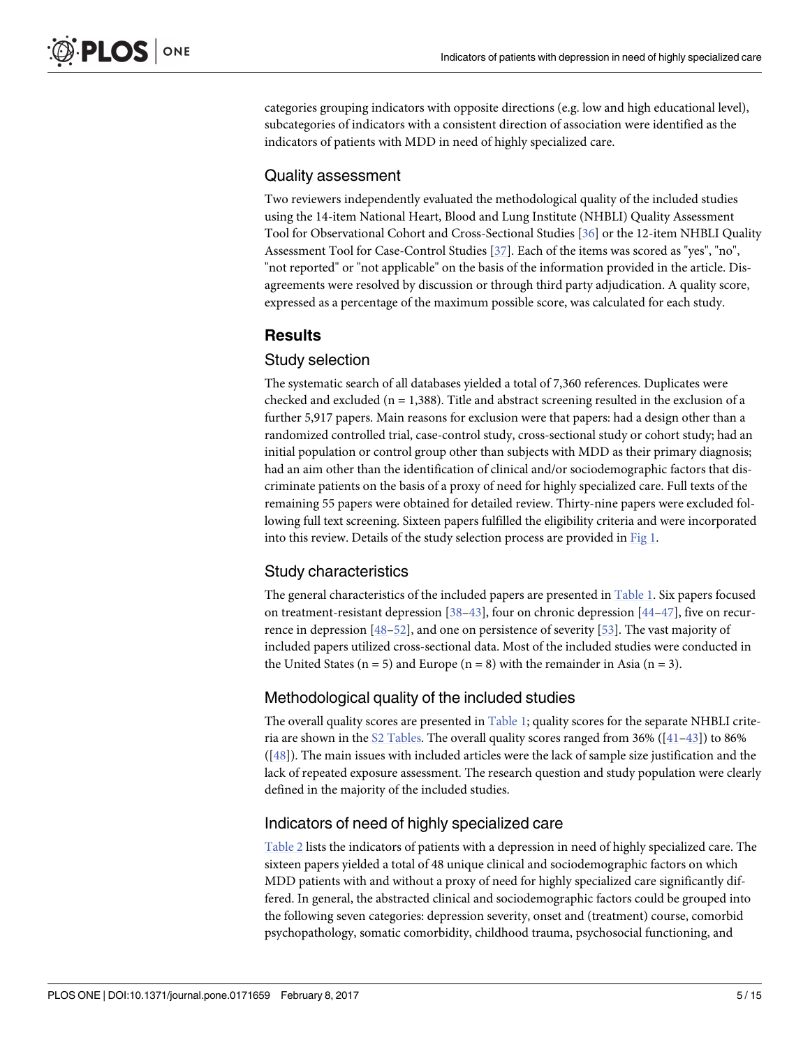categories grouping indicators with opposite directions (e.g. low and high educational level), subcategories of indicators with a consistent direction of association were identified as the indicators of patients with MDD in need of highly specialized care.

### Quality assessment

Two reviewers independently evaluated the methodological quality of the included studies using the 14-item National Heart, Blood and Lung Institute (NHBLI) Quality Assessment Tool for Observational Cohort and Cross-Sectional Studies [36] or the 12-item NHBLI Quality Assessment Tool for Case-Control Studies [37]. Each of the items was scored as "yes", "no", "not reported" or "not applicable" on the basis of the information provided in the article. Disagreements were resolved by discussion or through third party adjudication. A quality score, expressed as a percentage of the maximum possible score, was calculated for each study.

## Results

### Study selection

The systematic search of all databases yielded a total of 7,360 references. Duplicates were checked and excluded (n = 1,388). Title and abstract screening resulted in the exclusion of a further 5,917 papers. Main reasons for exclusion were that papers: had a design other than a randomized controlled trial, case-control study, cross-sectional study or cohort study; had an initial population or control group other than subjects with MDD as their primary diagnosis; had an aim other than the identification of clinical and/or sociodemographic factors that discriminate patients on the basis of a proxy of need for highly specialized care. Full texts of the remaining 55 papers were obtained for detailed review. Thirty-nine papers were excluded following full text screening. Sixteen papers fulfilled the eligibility criteria and were incorporated into this review. Details of the study selection process are provided in Fig 1.

### Study characteristics

The general characteristics of the included papers are presented in Table 1. Six papers focused on treatment-resistant depression [38–43], four on chronic depression [44–47], five on recurrence in depression [48–52], and one on persistence of severity [53]. The vast majority of included papers utilized cross-sectional data. Most of the included studies were conducted in the United States (n = 5) and Europe (n = 8) with the remainder in Asia (n = 3).

### Methodological quality of the included studies

The overall quality scores are presented in Table 1; quality scores for the separate NHBLI criteria are shown in the S2 Tables. The overall quality scores ranged from 36% ([41–43]) to 86% ([48]). The main issues with included articles were the lack of sample size justification and the lack of repeated exposure assessment. The research question and study population were clearly defined in the majority of the included studies.

### Indicators of need of highly specialized care

Table 2 lists the indicators of patients with a depression in need of highly specialized care. The sixteen papers yielded a total of 48 unique clinical and sociodemographic factors on which MDD patients with and without a proxy of need for highly specialized care significantly differed. In general, the abstracted clinical and sociodemographic factors could be grouped into the following seven categories: depression severity, onset and (treatment) course, comorbid psychopathology, somatic comorbidity, childhood trauma, psychosocial functioning, and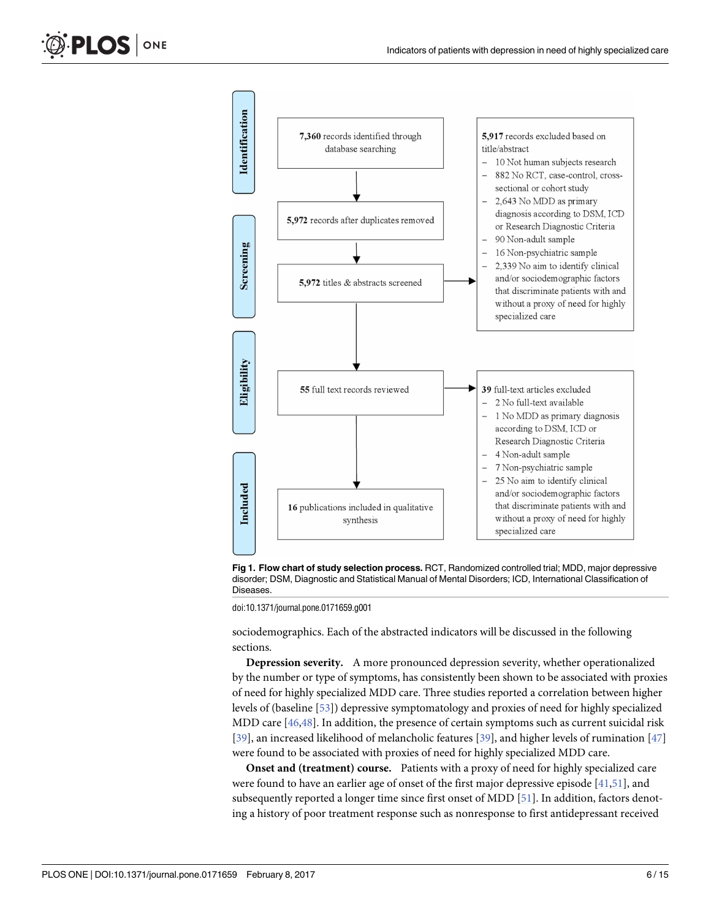**Identification**

**7,360** records identified through database searching

**5,972** records after duplicates removed

**Screening**

**5,972** titles & abstracts screened

**5,917** records excluded based on title/abstract
- 10 Not human subjects research
- 882 No RCT, case-control, cross-sectional or cohort study
- 2,643 No MDD as primary diagnosis according to DSM, ICD or Research Diagnostic Criteria
- 90 Non-adult sample
- 16 Non-psychiatric sample
- 2,339 No aim to identify clinical and/or sociodemographic factors that discriminate patients with and without a proxy of need for highly specialized care

**Eligibility**

**55** full text records reviewed

**39** full-text articles excluded
- 2 No full-text available
- 1 No MDD as primary diagnosis according to DSM, ICD or Research Diagnostic Criteria
- 4 Non-adult sample
- 7 Non-psychiatric sample
- 25 No aim to identify clinical and/or sociodemographic factors that discriminate patients with and without a proxy of need for highly specialized care

**Included**

**16** publications included in qualitative synthesis

**Fig 1. Flow chart of study selection process.** RCT, Randomized controlled trial; MDD, major depressive disorder; DSM, Diagnostic and Statistical Manual of Mental Disorders; ICD, International Classification of Diseases.

doi:10.1371/journal.pone.0171659.g001

sociodemographics. Each of the abstracted indicators will be discussed in the following sections.

**Depression severity.** A more pronounced depression severity, whether operationalized by the number or type of symptoms, has consistently been shown to be associated with proxies of need for highly specialized MDD care. Three studies reported a correlation between higher levels of (baseline [53]) depressive symptomatology and proxies of need for highly specialized MDD care [46,48]. In addition, the presence of certain symptoms such as current suicidal risk [39], an increased likelihood of melancholic features [39], and higher levels of rumination [47] were found to be associated with proxies of need for highly specialized MDD care.

**Onset and (treatment) course.** Patients with a proxy of need for highly specialized care were found to have an earlier age of onset of the first major depressive episode [41,51], and subsequently reported a longer time since first onset of MDD [51]. In addition, factors denoting a history of poor treatment response such as nonresponse to first antidepressant received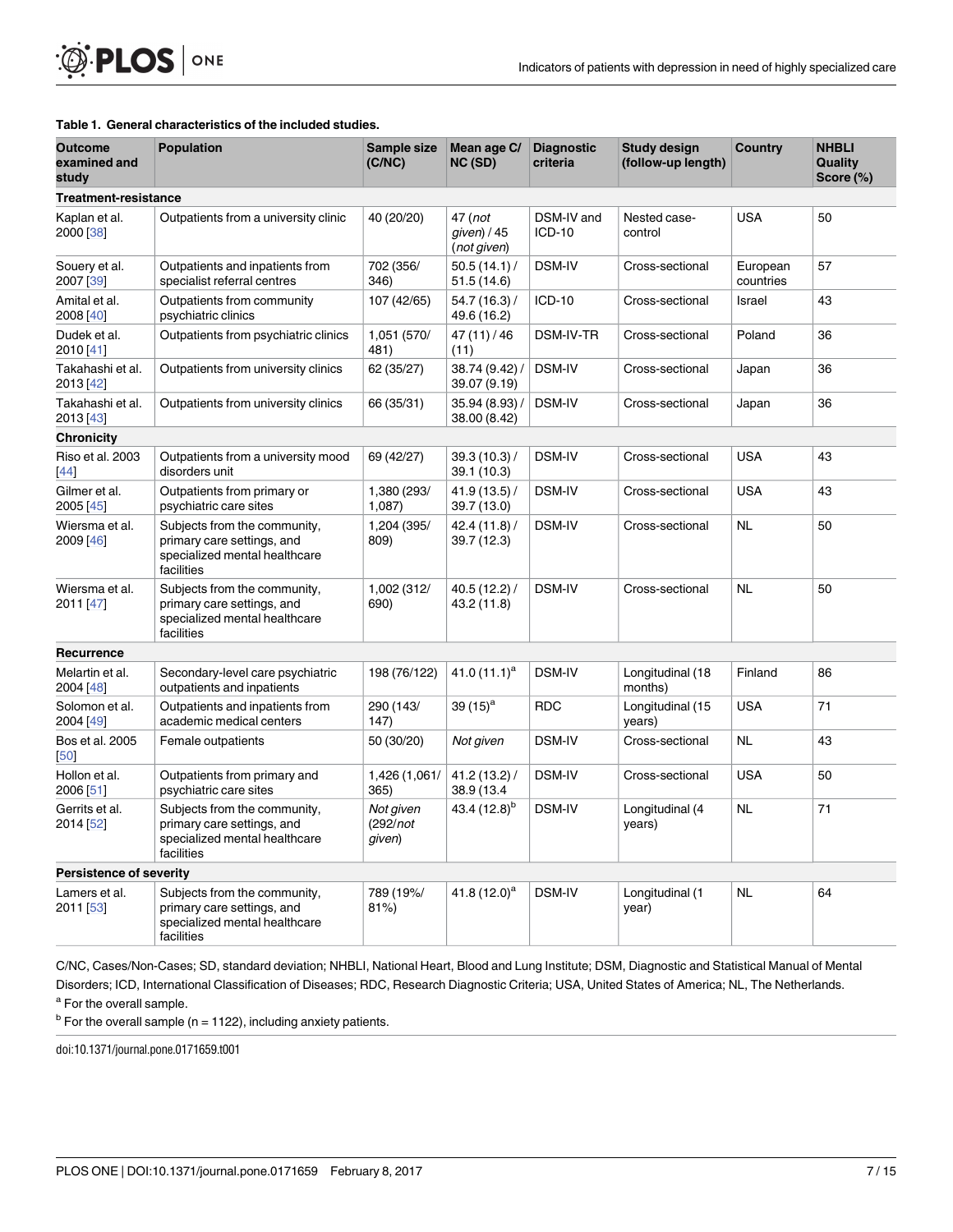**Table 1. General characteristics of the included studies.**

| Outcome examined and study | Population | Sample size (C/NC) | Mean age C/ NC (SD) | Diagnostic criteria | Study design (follow-up length) | Country | NHBLI Quality Score (%) |
|---|---|---|---|---|---|---|---|
| **Treatment-resistance** | | | | | | | |
| Kaplan et al. 2000 [38] | Outpatients from a university clinic | 40 (20/20) | 47 (*not given*) / 45 (*not given*) | DSM-IV and ICD-10 | Nested case-control | USA | 50 |
| Souery et al. 2007 [39] | Outpatients and inpatients from specialist referral centres | 702 (356/ 346) | 50.5 (14.1) / 51.5 (14.6) | DSM-IV | Cross-sectional | European countries | 57 |
| Amital et al. 2008 [40] | Outpatients from community psychiatric clinics | 107 (42/65) | 54.7 (16.3) / 49.6 (16.2) | ICD-10 | Cross-sectional | Israel | 43 |
| Dudek et al. 2010 [41] | Outpatients from psychiatric clinics | 1,051 (570/ 481) | 47 (11) / 46 (11) | DSM-IV-TR | Cross-sectional | Poland | 36 |
| Takahashi et al. 2013 [42] | Outpatients from university clinics | 62 (35/27) | 38.74 (9.42) / 39.07 (9.19) | DSM-IV | Cross-sectional | Japan | 36 |
| Takahashi et al. 2013 [43] | Outpatients from university clinics | 66 (35/31) | 35.94 (8.93) / 38.00 (8.42) | DSM-IV | Cross-sectional | Japan | 36 |
| **Chronicity** | | | | | | | |
| Riso et al. 2003 [44] | Outpatients from a university mood disorders unit | 69 (42/27) | 39.3 (10.3) / 39.1 (10.3) | DSM-IV | Cross-sectional | USA | 43 |
| Gilmer et al. 2005 [45] | Outpatients from primary or psychiatric care sites | 1,380 (293/ 1,087) | 41.9 (13.5) / 39.7 (13.0) | DSM-IV | Cross-sectional | USA | 43 |
| Wiersma et al. 2009 [46] | Subjects from the community, primary care settings, and specialized mental healthcare facilities | 1,204 (395/ 809) | 42.4 (11.8) / 39.7 (12.3) | DSM-IV | Cross-sectional | NL | 50 |
| Wiersma et al. 2011 [47] | Subjects from the community, primary care settings, and specialized mental healthcare facilities | 1,002 (312/ 690) | 40.5 (12.2) / 43.2 (11.8) | DSM-IV | Cross-sectional | NL | 50 |
| **Recurrence** | | | | | | | |
| Melartin et al. 2004 [48] | Secondary-level care psychiatric outpatients and inpatients | 198 (76/122) | 41.0 (11.1)[a] | DSM-IV | Longitudinal (18 months) | Finland | 86 |
| Solomon et al. 2004 [49] | Outpatients and inpatients from academic medical centers | 290 (143/ 147) | 39 (15)[a] | RDC | Longitudinal (15 years) | USA | 71 |
| Bos et al. 2005 [50] | Female outpatients | 50 (30/20) | *Not given* | DSM-IV | Cross-sectional | NL | 43 |
| Hollon et al. 2006 [51] | Outpatients from primary and psychiatric care sites | 1,426 (1,061/ 365) | 41.2 (13.2) / 38.9 (13.4 | DSM-IV | Cross-sectional | USA | 50 |
| Gerrits et al. 2014 [52] | Subjects from the community, primary care settings, and specialized mental healthcare facilities | *Not given* (292/*not given*) | 43.4 (12.8)[b] | DSM-IV | Longitudinal (4 years) | NL | 71 |
| **Persistence of severity** | | | | | | | |
| Lamers et al. 2011 [53] | Subjects from the community, primary care settings, and specialized mental healthcare facilities | 789 (19%/ 81%) | 41.8 (12.0)[a] | DSM-IV | Longitudinal (1 year) | NL | 64 |

C/NC, Cases/Non-Cases; SD, standard deviation; NHBLI, National Heart, Blood and Lung Institute; DSM, Diagnostic and Statistical Manual of Mental Disorders; ICD, International Classification of Diseases; RDC, Research Diagnostic Criteria; USA, United States of America; NL, The Netherlands.

[a] For the overall sample.

[b] For the overall sample (n = 1122), including anxiety patients.

doi:10.1371/journal.pone.0171659.t001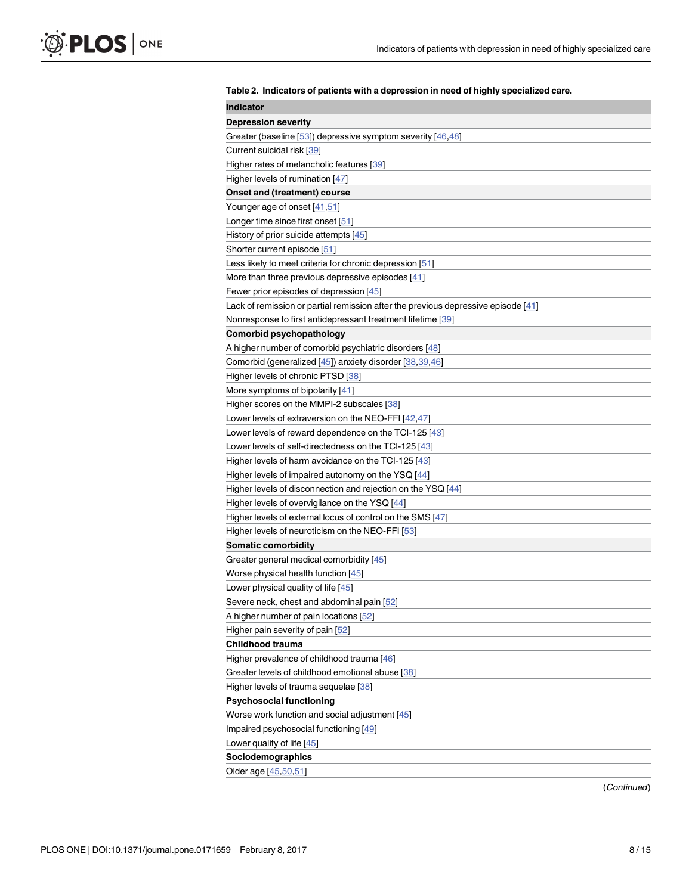**Table 2. Indicators of patients with a depression in need of highly specialized care.**

| Indicator |
| --- |
| **Depression severity** |
| Greater (baseline [53]) depressive symptom severity [46,48] |
| Current suicidal risk [39] |
| Higher rates of melancholic features [39] |
| Higher levels of rumination [47] |
| **Onset and (treatment) course** |
| Younger age of onset [41,51] |
| Longer time since first onset [51] |
| History of prior suicide attempts [45] |
| Shorter current episode [51] |
| Less likely to meet criteria for chronic depression [51] |
| More than three previous depressive episodes [41] |
| Fewer prior episodes of depression [45] |
| Lack of remission or partial remission after the previous depressive episode [41] |
| Nonresponse to first antidepressant treatment lifetime [39] |
| **Comorbid psychopathology** |
| A higher number of comorbid psychiatric disorders [48] |
| Comorbid (generalized [45]) anxiety disorder [38,39,46] |
| Higher levels of chronic PTSD [38] |
| More symptoms of bipolarity [41] |
| Higher scores on the MMPI-2 subscales [38] |
| Lower levels of extraversion on the NEO-FFI [42,47] |
| Lower levels of reward dependence on the TCI-125 [43] |
| Lower levels of self-directedness on the TCI-125 [43] |
| Higher levels of harm avoidance on the TCI-125 [43] |
| Higher levels of impaired autonomy on the YSQ [44] |
| Higher levels of disconnection and rejection on the YSQ [44] |
| Higher levels of overvigilance on the YSQ [44] |
| Higher levels of external locus of control on the SMS [47] |
| Higher levels of neuroticism on the NEO-FFI [53] |
| **Somatic comorbidity** |
| Greater general medical comorbidity [45] |
| Worse physical health function [45] |
| Lower physical quality of life [45] |
| Severe neck, chest and abdominal pain [52] |
| A higher number of pain locations [52] |
| Higher pain severity of pain [52] |
| **Childhood trauma** |
| Higher prevalence of childhood trauma [46] |
| Greater levels of childhood emotional abuse [38] |
| Higher levels of trauma sequelae [38] |
| **Psychosocial functioning** |
| Worse work function and social adjustment [45] |
| Impaired psychosocial functioning [49] |
| Lower quality of life [45] |
| **Sociodemographics** |
| Older age [45,50,51] |

(*Continued*)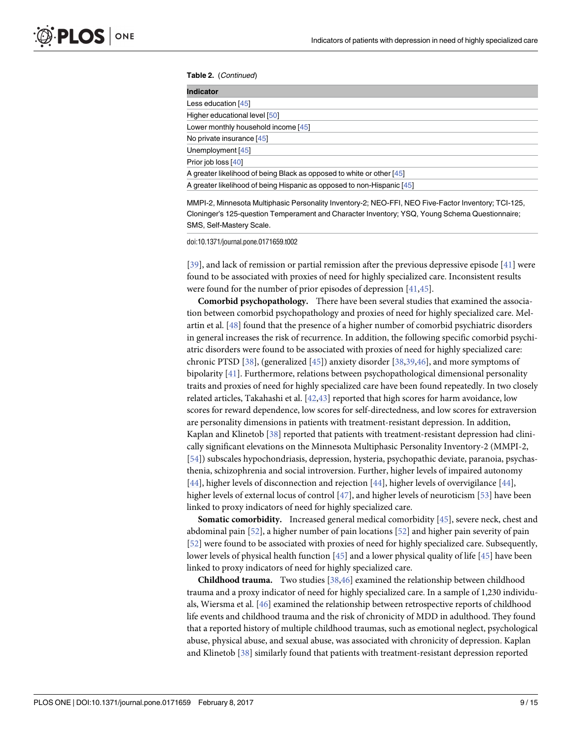**Table 2.** (*Continued*)

| Indicator |
| --- |
| Less education [45] |
| Higher educational level [50] |
| Lower monthly household income [45] |
| No private insurance [45] |
| Unemployment [45] |
| Prior job loss [40] |
| A greater likelihood of being Black as opposed to white or other [45] |
| A greater likelihood of being Hispanic as opposed to non-Hispanic [45] |

MMPI-2, Minnesota Multiphasic Personality Inventory-2; NEO-FFI, NEO Five-Factor Inventory; TCI-125, Cloninger's 125-question Temperament and Character Inventory; YSQ, Young Schema Questionnaire; SMS, Self-Mastery Scale.

doi:10.1371/journal.pone.0171659.t002

[39], and lack of remission or partial remission after the previous depressive episode [41] were found to be associated with proxies of need for highly specialized care. Inconsistent results were found for the number of prior episodes of depression [41,45].

**Comorbid psychopathology.** There have been several studies that examined the association between comorbid psychopathology and proxies of need for highly specialized care. Melartin et al. [48] found that the presence of a higher number of comorbid psychiatric disorders in general increases the risk of recurrence. In addition, the following specific comorbid psychiatric disorders were found to be associated with proxies of need for highly specialized care: chronic PTSD [38], (generalized [45]) anxiety disorder [38,39,46], and more symptoms of bipolarity [41]. Furthermore, relations between psychopathological dimensional personality traits and proxies of need for highly specialized care have been found repeatedly. In two closely related articles, Takahashi et al. [42,43] reported that high scores for harm avoidance, low scores for reward dependence, low scores for self-directedness, and low scores for extraversion are personality dimensions in patients with treatment-resistant depression. In addition, Kaplan and Klinetob [38] reported that patients with treatment-resistant depression had clinically significant elevations on the Minnesota Multiphasic Personality Inventory-2 (MMPI-2, [54]) subscales hypochondriasis, depression, hysteria, psychopathic deviate, paranoia, psychasthenia, schizophrenia and social introversion. Further, higher levels of impaired autonomy [44], higher levels of disconnection and rejection [44], higher levels of overvigilance [44], higher levels of external locus of control [47], and higher levels of neuroticism [53] have been linked to proxy indicators of need for highly specialized care.

**Somatic comorbidity.** Increased general medical comorbidity [45], severe neck, chest and abdominal pain [52], a higher number of pain locations [52] and higher pain severity of pain [52] were found to be associated with proxies of need for highly specialized care. Subsequently, lower levels of physical health function [45] and a lower physical quality of life [45] have been linked to proxy indicators of need for highly specialized care.

**Childhood trauma.** Two studies [38,46] examined the relationship between childhood trauma and a proxy indicator of need for highly specialized care. In a sample of 1,230 individuals, Wiersma et al. [46] examined the relationship between retrospective reports of childhood life events and childhood trauma and the risk of chronicity of MDD in adulthood. They found that a reported history of multiple childhood traumas, such as emotional neglect, psychological abuse, physical abuse, and sexual abuse, was associated with chronicity of depression. Kaplan and Klinetob [38] similarly found that patients with treatment-resistant depression reported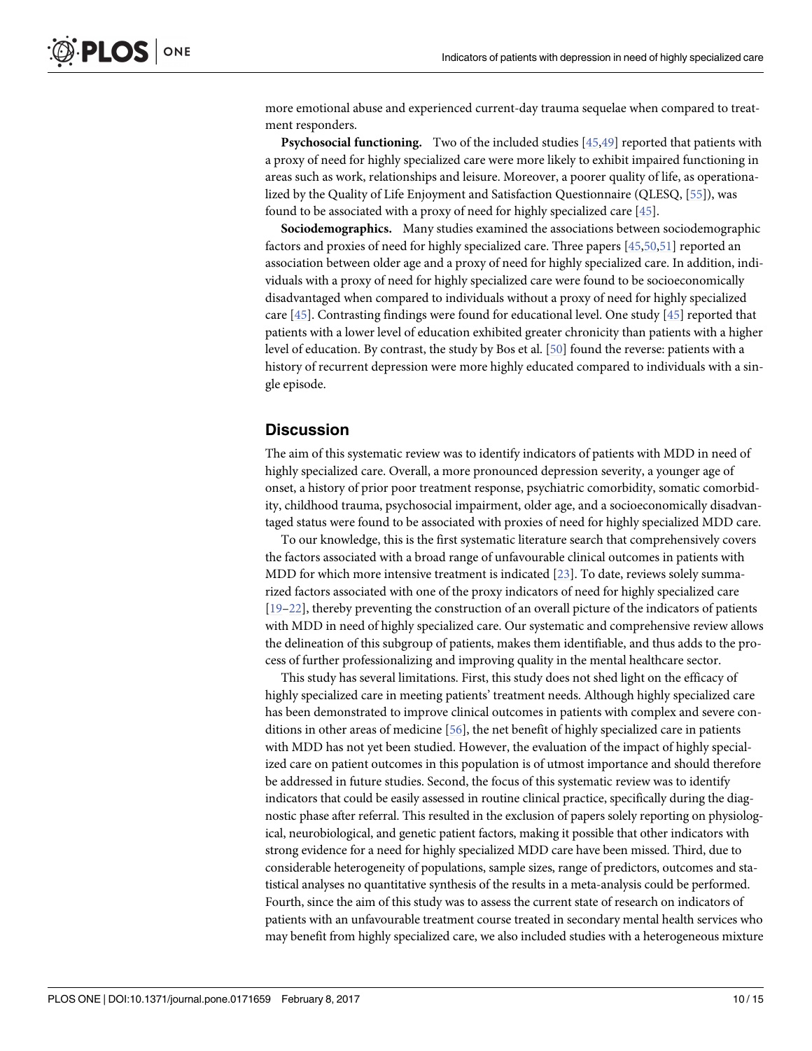more emotional abuse and experienced current-day trauma sequelae when compared to treatment responders.

**Psychosocial functioning.** Two of the included studies [45,49] reported that patients with a proxy of need for highly specialized care were more likely to exhibit impaired functioning in areas such as work, relationships and leisure. Moreover, a poorer quality of life, as operationalized by the Quality of Life Enjoyment and Satisfaction Questionnaire (QLESQ, [55]), was found to be associated with a proxy of need for highly specialized care [45].

**Sociodemographics.** Many studies examined the associations between sociodemographic factors and proxies of need for highly specialized care. Three papers [45,50,51] reported an association between older age and a proxy of need for highly specialized care. In addition, individuals with a proxy of need for highly specialized care were found to be socioeconomically disadvantaged when compared to individuals without a proxy of need for highly specialized care [45]. Contrasting findings were found for educational level. One study [45] reported that patients with a lower level of education exhibited greater chronicity than patients with a higher level of education. By contrast, the study by Bos et al. [50] found the reverse: patients with a history of recurrent depression were more highly educated compared to individuals with a single episode.

## Discussion

The aim of this systematic review was to identify indicators of patients with MDD in need of highly specialized care. Overall, a more pronounced depression severity, a younger age of onset, a history of prior poor treatment response, psychiatric comorbidity, somatic comorbidity, childhood trauma, psychosocial impairment, older age, and a socioeconomically disadvantaged status were found to be associated with proxies of need for highly specialized MDD care.

To our knowledge, this is the first systematic literature search that comprehensively covers the factors associated with a broad range of unfavourable clinical outcomes in patients with MDD for which more intensive treatment is indicated [23]. To date, reviews solely summarized factors associated with one of the proxy indicators of need for highly specialized care [19–22], thereby preventing the construction of an overall picture of the indicators of patients with MDD in need of highly specialized care. Our systematic and comprehensive review allows the delineation of this subgroup of patients, makes them identifiable, and thus adds to the process of further professionalizing and improving quality in the mental healthcare sector.

This study has several limitations. First, this study does not shed light on the efficacy of highly specialized care in meeting patients' treatment needs. Although highly specialized care has been demonstrated to improve clinical outcomes in patients with complex and severe conditions in other areas of medicine [56], the net benefit of highly specialized care in patients with MDD has not yet been studied. However, the evaluation of the impact of highly specialized care on patient outcomes in this population is of utmost importance and should therefore be addressed in future studies. Second, the focus of this systematic review was to identify indicators that could be easily assessed in routine clinical practice, specifically during the diagnostic phase after referral. This resulted in the exclusion of papers solely reporting on physiological, neurobiological, and genetic patient factors, making it possible that other indicators with strong evidence for a need for highly specialized MDD care have been missed. Third, due to considerable heterogeneity of populations, sample sizes, range of predictors, outcomes and statistical analyses no quantitative synthesis of the results in a meta-analysis could be performed. Fourth, since the aim of this study was to assess the current state of research on indicators of patients with an unfavourable treatment course treated in secondary mental health services who may benefit from highly specialized care, we also included studies with a heterogeneous mixture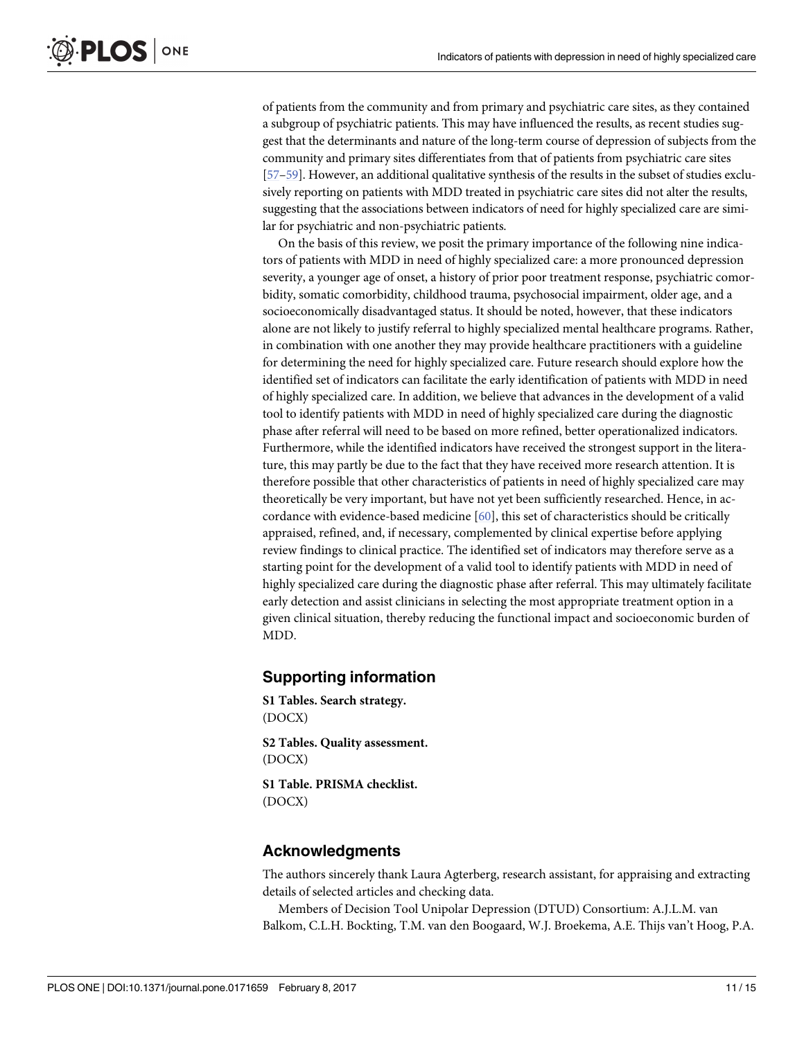of patients from the community and from primary and psychiatric care sites, as they contained a subgroup of psychiatric patients. This may have influenced the results, as recent studies suggest that the determinants and nature of the long-term course of depression of subjects from the community and primary sites differentiates from that of patients from psychiatric care sites [57–59]. However, an additional qualitative synthesis of the results in the subset of studies exclusively reporting on patients with MDD treated in psychiatric care sites did not alter the results, suggesting that the associations between indicators of need for highly specialized care are similar for psychiatric and non-psychiatric patients.

On the basis of this review, we posit the primary importance of the following nine indicators of patients with MDD in need of highly specialized care: a more pronounced depression severity, a younger age of onset, a history of prior poor treatment response, psychiatric comorbidity, somatic comorbidity, childhood trauma, psychosocial impairment, older age, and a socioeconomically disadvantaged status. It should be noted, however, that these indicators alone are not likely to justify referral to highly specialized mental healthcare programs. Rather, in combination with one another they may provide healthcare practitioners with a guideline for determining the need for highly specialized care. Future research should explore how the identified set of indicators can facilitate the early identification of patients with MDD in need of highly specialized care. In addition, we believe that advances in the development of a valid tool to identify patients with MDD in need of highly specialized care during the diagnostic phase after referral will need to be based on more refined, better operationalized indicators. Furthermore, while the identified indicators have received the strongest support in the literature, this may partly be due to the fact that they have received more research attention. It is therefore possible that other characteristics of patients in need of highly specialized care may theoretically be very important, but have not yet been sufficiently researched. Hence, in accordance with evidence-based medicine [60], this set of characteristics should be critically appraised, refined, and, if necessary, complemented by clinical expertise before applying review findings to clinical practice. The identified set of indicators may therefore serve as a starting point for the development of a valid tool to identify patients with MDD in need of highly specialized care during the diagnostic phase after referral. This may ultimately facilitate early detection and assist clinicians in selecting the most appropriate treatment option in a given clinical situation, thereby reducing the functional impact and socioeconomic burden of MDD.

## Supporting information

**S1 Tables. Search strategy.**
(DOCX)

**S2 Tables. Quality assessment.**
(DOCX)

**S1 Table. PRISMA checklist.**
(DOCX)

## Acknowledgments

The authors sincerely thank Laura Agterberg, research assistant, for appraising and extracting details of selected articles and checking data.

Members of Decision Tool Unipolar Depression (DTUD) Consortium: A.J.L.M. van Balkom, C.L.H. Bockting, T.M. van den Boogaard, W.J. Broekema, A.E. Thijs van't Hoog, P.A.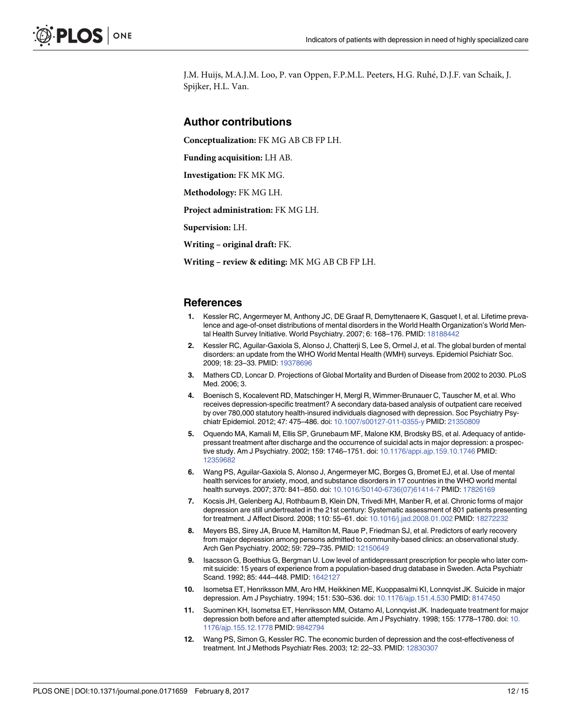J.M. Huijs, M.A.J.M. Loo, P. van Oppen, F.P.M.L. Peeters, H.G. Ruhé, D.J.F. van Schaik, J. Spijker, H.L. Van.

## Author contributions

**Conceptualization:** FK MG AB CB FP LH.

**Funding acquisition:** LH AB.

**Investigation:** FK MK MG.

**Methodology:** FK MG LH.

**Project administration:** FK MG LH.

**Supervision:** LH.

**Writing – original draft:** FK.

**Writing – review & editing:** MK MG AB CB FP LH.

## References

1. Kessler RC, Angermeyer M, Anthony JC, DE Graaf R, Demyttenaere K, Gasquet I, et al. Lifetime prevalence and age-of-onset distributions of mental disorders in the World Health Organization's World Mental Health Survey Initiative. World Psychiatry. 2007; 6: 168–176. PMID: 18188442
2. Kessler RC, Aguilar-Gaxiola S, Alonso J, Chatterji S, Lee S, Ormel J, et al. The global burden of mental disorders: an update from the WHO World Mental Health (WMH) surveys. Epidemiol Psichiatr Soc. 2009; 18: 23–33. PMID: 19378696
3. Mathers CD, Loncar D. Projections of Global Mortality and Burden of Disease from 2002 to 2030. PLoS Med. 2006; 3.
4. Boenisch S, Kocalevent RD, Matschinger H, Mergl R, Wimmer-Brunauer C, Tauscher M, et al. Who receives depression-specific treatment? A secondary data-based analysis of outpatient care received by over 780,000 statutory health-insured individuals diagnosed with depression. Soc Psychiatry Psychiatr Epidemiol. 2012; 47: 475–486. doi: 10.1007/s00127-011-0355-y PMID: 21350809
5. Oquendo MA, Kamali M, Ellis SP, Grunebaum MF, Malone KM, Brodsky BS, et al. Adequacy of antidepressant treatment after discharge and the occurrence of suicidal acts in major depression: a prospective study. Am J Psychiatry. 2002; 159: 1746–1751. doi: 10.1176/appi.ajp.159.10.1746 PMID: 12359682
6. Wang PS, Aguilar-Gaxiola S, Alonso J, Angermeyer MC, Borges G, Bromet EJ, et al. Use of mental health services for anxiety, mood, and substance disorders in 17 countries in the WHO world mental health surveys. 2007; 370: 841–850. doi: 10.1016/S0140-6736(07)61414-7 PMID: 17826169
7. Kocsis JH, Gelenberg AJ, Rothbaum B, Klein DN, Trivedi MH, Manber R, et al. Chronic forms of major depression are still undertreated in the 21st century: Systematic assessment of 801 patients presenting for treatment. J Affect Disord. 2008; 110: 55–61. doi: 10.1016/j.jad.2008.01.002 PMID: 18272232
8. Meyers BS, Sirey JA, Bruce M, Hamilton M, Raue P, Friedman SJ, et al. Predictors of early recovery from major depression among persons admitted to community-based clinics: an observational study. Arch Gen Psychiatry. 2002; 59: 729–735. PMID: 12150649
9. Isacsson G, Boethius G, Bergman U. Low level of antidepressant prescription for people who later commit suicide: 15 years of experience from a population-based drug database in Sweden. Acta Psychiatr Scand. 1992; 85: 444–448. PMID: 1642127
10. Isometsa ET, Henriksson MM, Aro HM, Heikkinen ME, Kuoppasalmi KI, Lonnqvist JK. Suicide in major depression. Am J Psychiatry. 1994; 151: 530–536. doi: 10.1176/ajp.151.4.530 PMID: 8147450
11. Suominen KH, Isometsa ET, Henriksson MM, Ostamo AI, Lonnqvist JK. Inadequate treatment for major depression both before and after attempted suicide. Am J Psychiatry. 1998; 155: 1778–1780. doi: 10.1176/ajp.155.12.1778 PMID: 9842794
12. Wang PS, Simon G, Kessler RC. The economic burden of depression and the cost-effectiveness of treatment. Int J Methods Psychiatr Res. 2003; 12: 22–33. PMID: 12830307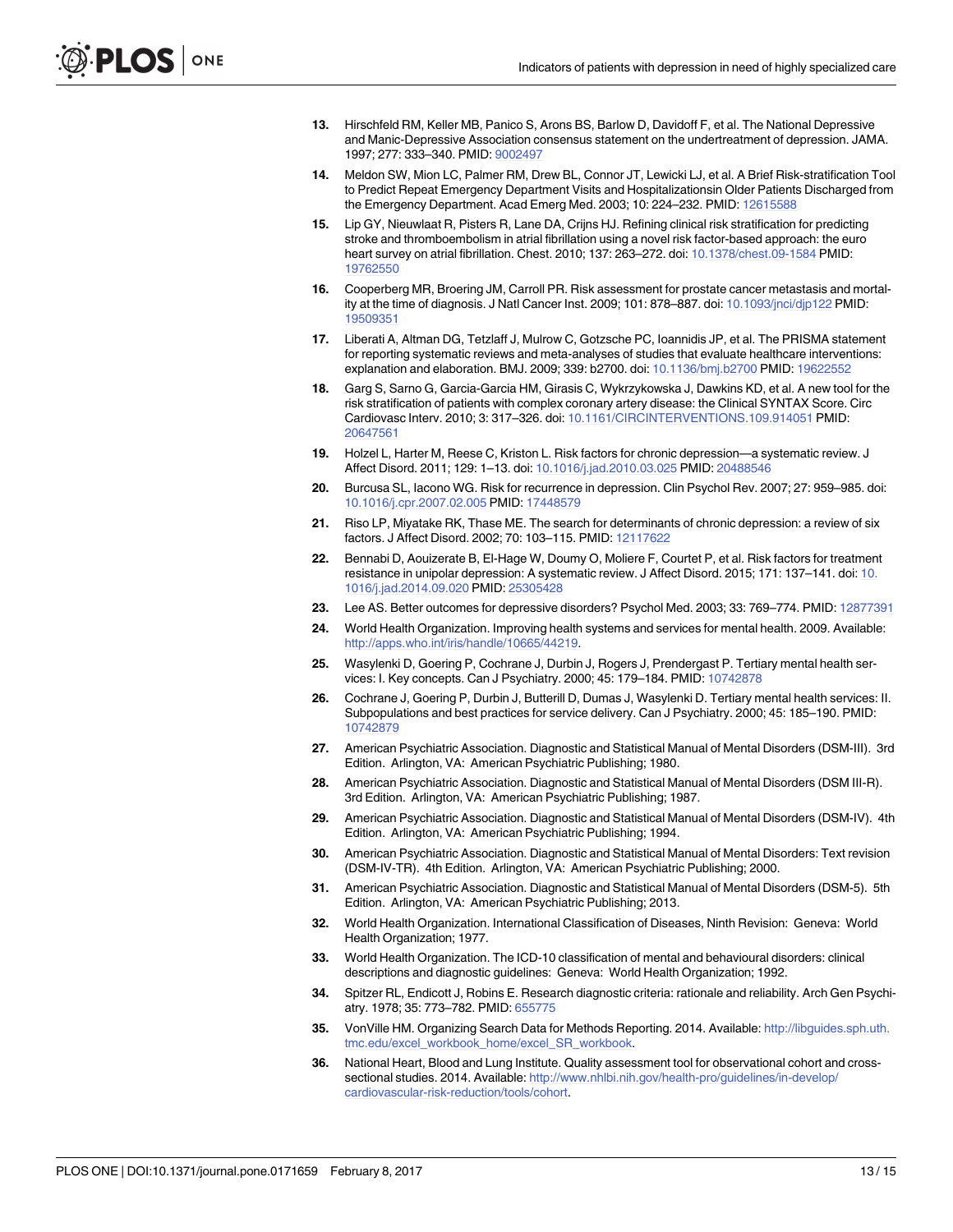13. Hirschfeld RM, Keller MB, Panico S, Arons BS, Barlow D, Davidoff F, et al. The National Depressive and Manic-Depressive Association consensus statement on the undertreatment of depression. JAMA. 1997; 277: 333–340. PMID: 9002497

14. Meldon SW, Mion LC, Palmer RM, Drew BL, Connor JT, Lewicki LJ, et al. A Brief Risk-stratification Tool to Predict Repeat Emergency Department Visits and Hospitalizationsin Older Patients Discharged from the Emergency Department. Acad Emerg Med. 2003; 10: 224–232. PMID: 12615588

15. Lip GY, Nieuwlaat R, Pisters R, Lane DA, Crijns HJ. Refining clinical risk stratification for predicting stroke and thromboembolism in atrial fibrillation using a novel risk factor-based approach: the euro heart survey on atrial fibrillation. Chest. 2010; 137: 263–272. doi: 10.1378/chest.09-1584 PMID: 19762550

16. Cooperberg MR, Broering JM, Carroll PR. Risk assessment for prostate cancer metastasis and mortality at the time of diagnosis. J Natl Cancer Inst. 2009; 101: 878–887. doi: 10.1093/jnci/djp122 PMID: 19509351

17. Liberati A, Altman DG, Tetzlaff J, Mulrow C, Gotzsche PC, Ioannidis JP, et al. The PRISMA statement for reporting systematic reviews and meta-analyses of studies that evaluate healthcare interventions: explanation and elaboration. BMJ. 2009; 339: b2700. doi: 10.1136/bmj.b2700 PMID: 19622552

18. Garg S, Sarno G, Garcia-Garcia HM, Girasis C, Wykrzykowska J, Dawkins KD, et al. A new tool for the risk stratification of patients with complex coronary artery disease: the Clinical SYNTAX Score. Circ Cardiovasc Interv. 2010; 3: 317–326. doi: 10.1161/CIRCINTERVENTIONS.109.914051 PMID: 20647561

19. Holzel L, Harter M, Reese C, Kriston L. Risk factors for chronic depression—a systematic review. J Affect Disord. 2011; 129: 1–13. doi: 10.1016/j.jad.2010.03.025 PMID: 20488546

20. Burcusa SL, Iacono WG. Risk for recurrence in depression. Clin Psychol Rev. 2007; 27: 959–985. doi: 10.1016/j.cpr.2007.02.005 PMID: 17448579

21. Riso LP, Miyatake RK, Thase ME. The search for determinants of chronic depression: a review of six factors. J Affect Disord. 2002; 70: 103–115. PMID: 12117622

22. Bennabi D, Aouizerate B, El-Hage W, Doumy O, Moliere F, Courtet P, et al. Risk factors for treatment resistance in unipolar depression: A systematic review. J Affect Disord. 2015; 171: 137–141. doi: 10.1016/j.jad.2014.09.020 PMID: 25305428

23. Lee AS. Better outcomes for depressive disorders? Psychol Med. 2003; 33: 769–774. PMID: 12877391

24. World Health Organization. Improving health systems and services for mental health. 2009. Available: http://apps.who.int/iris/handle/10665/44219.

25. Wasylenki D, Goering P, Cochrane J, Durbin J, Rogers J, Prendergast P. Tertiary mental health services: I. Key concepts. Can J Psychiatry. 2000; 45: 179–184. PMID: 10742878

26. Cochrane J, Goering P, Durbin J, Butterill D, Dumas J, Wasylenki D. Tertiary mental health services: II. Subpopulations and best practices for service delivery. Can J Psychiatry. 2000; 45: 185–190. PMID: 10742879

27. American Psychiatric Association. Diagnostic and Statistical Manual of Mental Disorders (DSM-III). 3rd Edition. Arlington, VA: American Psychiatric Publishing; 1980.

28. American Psychiatric Association. Diagnostic and Statistical Manual of Mental Disorders (DSM III-R). 3rd Edition. Arlington, VA: American Psychiatric Publishing; 1987.

29. American Psychiatric Association. Diagnostic and Statistical Manual of Mental Disorders (DSM-IV). 4th Edition. Arlington, VA: American Psychiatric Publishing; 1994.

30. American Psychiatric Association. Diagnostic and Statistical Manual of Mental Disorders: Text revision (DSM-IV-TR). 4th Edition. Arlington, VA: American Psychiatric Publishing; 2000.

31. American Psychiatric Association. Diagnostic and Statistical Manual of Mental Disorders (DSM-5). 5th Edition. Arlington, VA: American Psychiatric Publishing; 2013.

32. World Health Organization. International Classification of Diseases, Ninth Revision: Geneva: World Health Organization; 1977.

33. World Health Organization. The ICD-10 classification of mental and behavioural disorders: clinical descriptions and diagnostic guidelines: Geneva: World Health Organization; 1992.

34. Spitzer RL, Endicott J, Robins E. Research diagnostic criteria: rationale and reliability. Arch Gen Psychiatry. 1978; 35: 773–782. PMID: 655775

35. VonVille HM. Organizing Search Data for Methods Reporting. 2014. Available: http://libguides.sph.uth.tmc.edu/excel_workbook_home/excel_SR_workbook.

36. National Heart, Blood and Lung Institute. Quality assessment tool for observational cohort and cross-sectional studies. 2014. Available: http://www.nhlbi.nih.gov/health-pro/guidelines/in-develop/cardiovascular-risk-reduction/tools/cohort.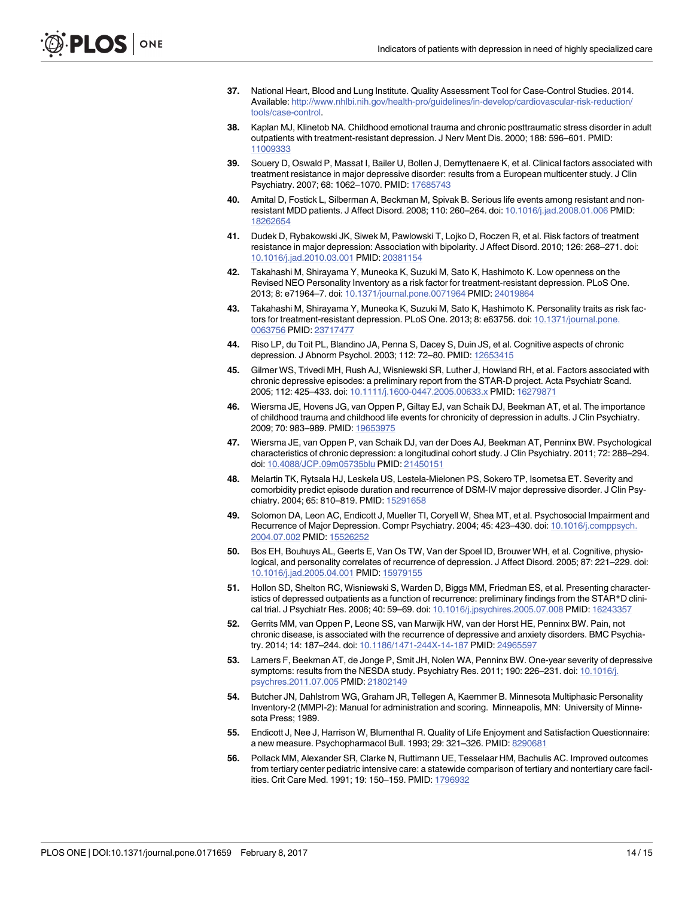37. National Heart, Blood and Lung Institute. Quality Assessment Tool for Case-Control Studies. 2014. Available: http://www.nhlbi.nih.gov/health-pro/guidelines/in-develop/cardiovascular-risk-reduction/tools/case-control.
38. Kaplan MJ, Klinetob NA. Childhood emotional trauma and chronic posttraumatic stress disorder in adult outpatients with treatment-resistant depression. J Nerv Ment Dis. 2000; 188: 596–601. PMID: 11009333
39. Souery D, Oswald P, Massat I, Bailer U, Bollen J, Demyttenaere K, et al. Clinical factors associated with treatment resistance in major depressive disorder: results from a European multicenter study. J Clin Psychiatry. 2007; 68: 1062–1070. PMID: 17685743
40. Amital D, Fostick L, Silberman A, Beckman M, Spivak B. Serious life events among resistant and non-resistant MDD patients. J Affect Disord. 2008; 110: 260–264. doi: 10.1016/j.jad.2008.01.006 PMID: 18262654
41. Dudek D, Rybakowski JK, Siwek M, Pawlowski T, Lojko D, Roczen R, et al. Risk factors of treatment resistance in major depression: Association with bipolarity. J Affect Disord. 2010; 126: 268–271. doi: 10.1016/j.jad.2010.03.001 PMID: 20381154
42. Takahashi M, Shirayama Y, Muneoka K, Suzuki M, Sato K, Hashimoto K. Low openness on the Revised NEO Personality Inventory as a risk factor for treatment-resistant depression. PLoS One. 2013; 8: e71964–7. doi: 10.1371/journal.pone.0071964 PMID: 24019864
43. Takahashi M, Shirayama Y, Muneoka K, Suzuki M, Sato K, Hashimoto K. Personality traits as risk factors for treatment-resistant depression. PLoS One. 2013; 8: e63756. doi: 10.1371/journal.pone.0063756 PMID: 23717477
44. Riso LP, du Toit PL, Blandino JA, Penna S, Dacey S, Duin JS, et al. Cognitive aspects of chronic depression. J Abnorm Psychol. 2003; 112: 72–80. PMID: 12653415
45. Gilmer WS, Trivedi MH, Rush AJ, Wisniewski SR, Luther J, Howland RH, et al. Factors associated with chronic depressive episodes: a preliminary report from the STAR-D project. Acta Psychiatr Scand. 2005; 112: 425–433. doi: 10.1111/j.1600-0447.2005.00633.x PMID: 16279871
46. Wiersma JE, Hovens JG, van Oppen P, Giltay EJ, van Schaik DJ, Beekman AT, et al. The importance of childhood trauma and childhood life events for chronicity of depression in adults. J Clin Psychiatry. 2009; 70: 983–989. PMID: 19653975
47. Wiersma JE, van Oppen P, van Schaik DJ, van der Does AJ, Beekman AT, Penninx BW. Psychological characteristics of chronic depression: a longitudinal cohort study. J Clin Psychiatry. 2011; 72: 288–294. doi: 10.4088/JCP.09m05735blu PMID: 21450151
48. Melartin TK, Rytsala HJ, Leskela US, Lestela-Mielonen PS, Sokero TP, Isometsa ET. Severity and comorbidity predict episode duration and recurrence of DSM-IV major depressive disorder. J Clin Psychiatry. 2004; 65: 810–819. PMID: 15291658
49. Solomon DA, Leon AC, Endicott J, Mueller TI, Coryell W, Shea MT, et al. Psychosocial Impairment and Recurrence of Major Depression. Compr Psychiatry. 2004; 45: 423–430. doi: 10.1016/j.comppsych.2004.07.002 PMID: 15526252
50. Bos EH, Bouhuys AL, Geerts E, Van Os TW, Van der Spoel ID, Brouwer WH, et al. Cognitive, physiological, and personality correlates of recurrence of depression. J Affect Disord. 2005; 87: 221–229. doi: 10.1016/j.jad.2005.04.001 PMID: 15979155
51. Hollon SD, Shelton RC, Wisniewski S, Warden D, Biggs MM, Friedman ES, et al. Presenting characteristics of depressed outpatients as a function of recurrence: preliminary findings from the STAR*D clinical trial. J Psychiatr Res. 2006; 40: 59–69. doi: 10.1016/j.jpsychires.2005.07.008 PMID: 16243357
52. Gerrits MM, van Oppen P, Leone SS, van Marwijk HW, van der Horst HE, Penninx BW. Pain, not chronic disease, is associated with the recurrence of depressive and anxiety disorders. BMC Psychiatry. 2014; 14: 187–244. doi: 10.1186/1471-244X-14-187 PMID: 24965597
53. Lamers F, Beekman AT, de Jonge P, Smit JH, Nolen WA, Penninx BW. One-year severity of depressive symptoms: results from the NESDA study. Psychiatry Res. 2011; 190: 226–231. doi: 10.1016/j.psychres.2011.07.005 PMID: 21802149
54. Butcher JN, Dahlstrom WG, Graham JR, Tellegen A, Kaemmer B. Minnesota Multiphasic Personality Inventory-2 (MMPI-2): Manual for administration and scoring. Minneapolis, MN: University of Minnesota Press; 1989.
55. Endicott J, Nee J, Harrison W, Blumenthal R. Quality of Life Enjoyment and Satisfaction Questionnaire: a new measure. Psychopharmacol Bull. 1993; 29: 321–326. PMID: 8290681
56. Pollack MM, Alexander SR, Clarke N, Ruttimann UE, Tesselaar HM, Bachulis AC. Improved outcomes from tertiary center pediatric intensive care: a statewide comparison of tertiary and nontertiary care facilities. Crit Care Med. 1991; 19: 150–159. PMID: 1796932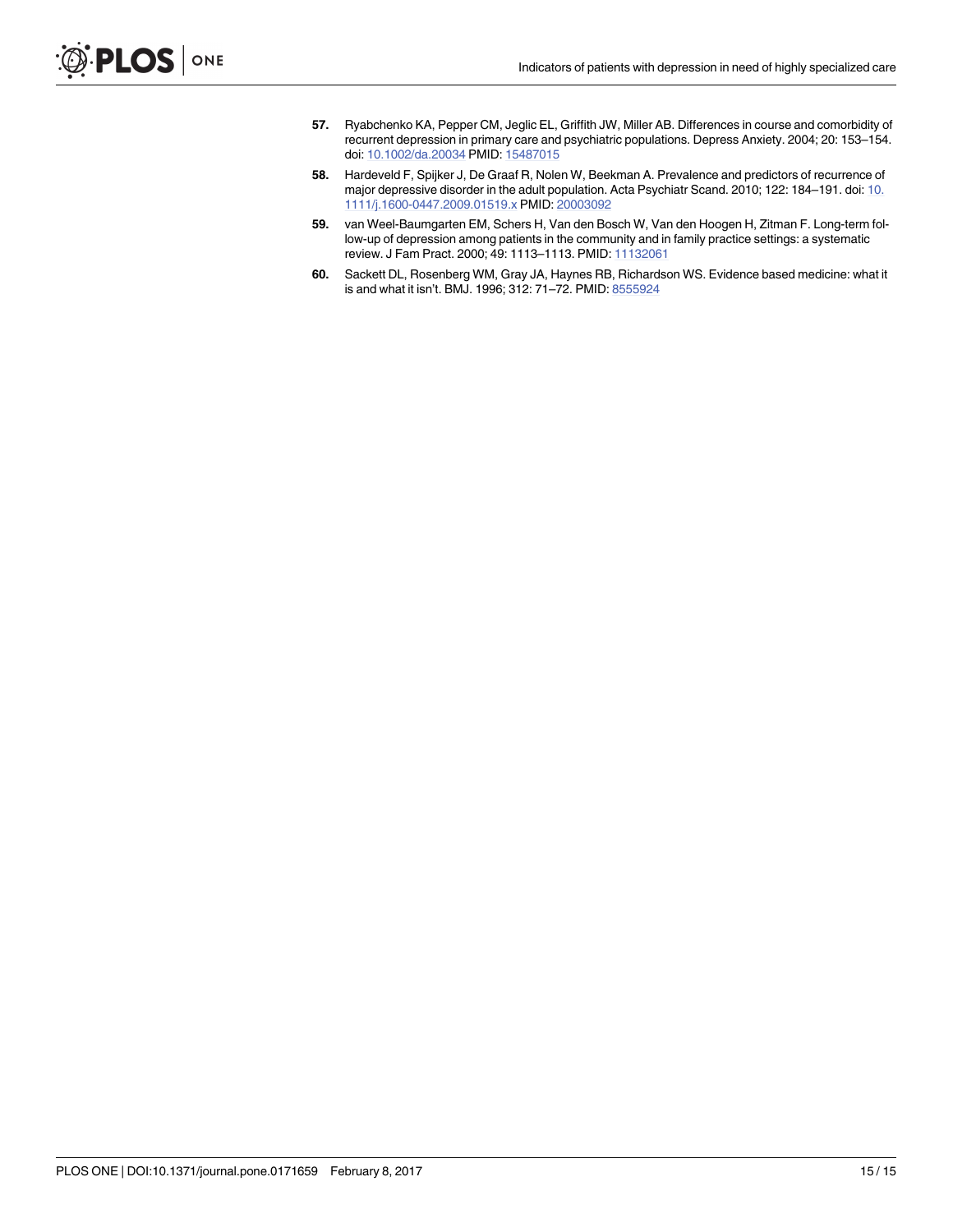57. Ryabchenko KA, Pepper CM, Jeglic EL, Griffith JW, Miller AB. Differences in course and comorbidity of recurrent depression in primary care and psychiatric populations. Depress Anxiety. 2004; 20: 153–154. doi: 10.1002/da.20034 PMID: 15487015

58. Hardeveld F, Spijker J, De Graaf R, Nolen W, Beekman A. Prevalence and predictors of recurrence of major depressive disorder in the adult population. Acta Psychiatr Scand. 2010; 122: 184–191. doi: 10.1111/j.1600-0447.2009.01519.x PMID: 20003092

59. van Weel-Baumgarten EM, Schers H, Van den Bosch W, Van den Hoogen H, Zitman F. Long-term follow-up of depression among patients in the community and in family practice settings: a systematic review. J Fam Pract. 2000; 49: 1113–1113. PMID: 11132061

60. Sackett DL, Rosenberg WM, Gray JA, Haynes RB, Richardson WS. Evidence based medicine: what it is and what it isn't. BMJ. 1996; 312: 71–72. PMID: 8555924